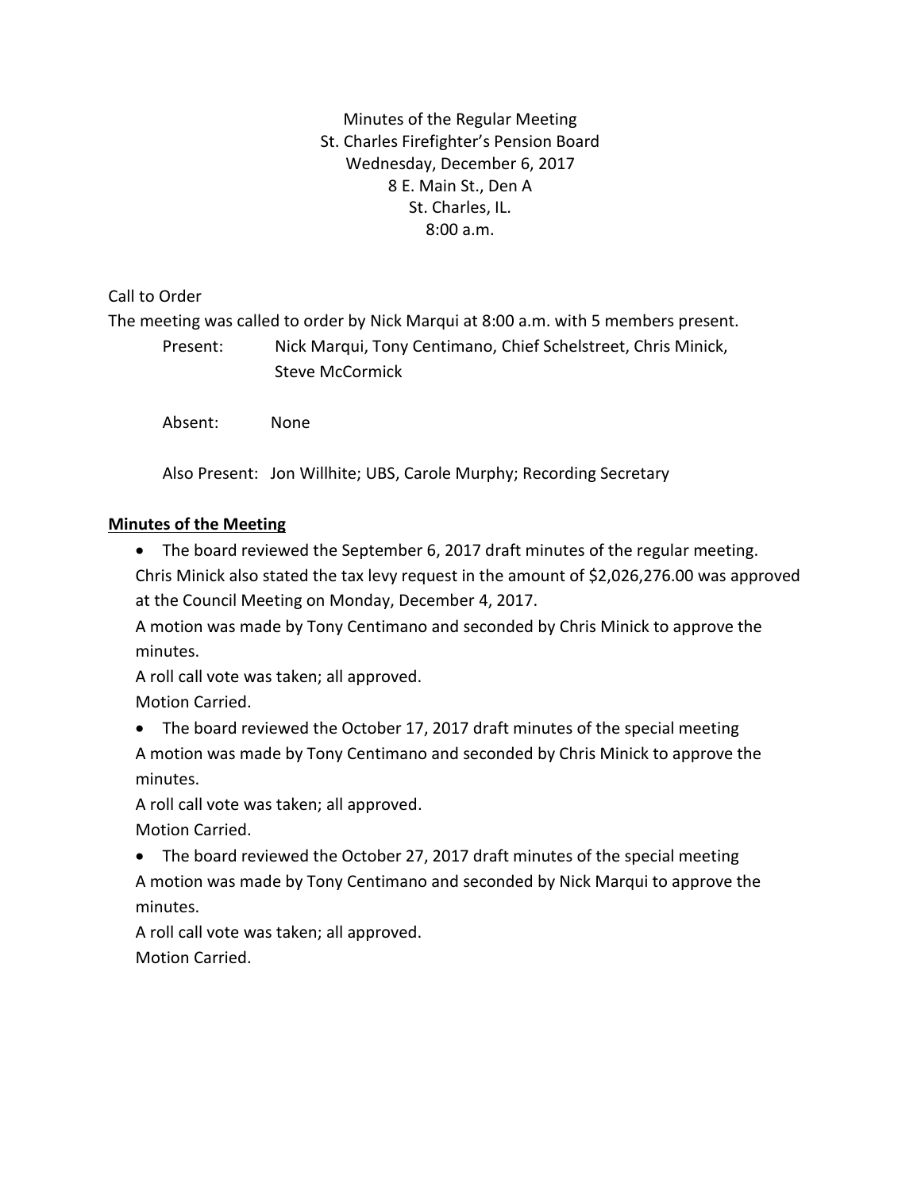Minutes of the Regular Meeting
St. Charles Firefighter's Pension Board
Wednesday, December 6, 2017
8 E. Main St., Den A
St. Charles, IL.
8:00 a.m.

Call to Order

The meeting was called to order by Nick Marqui at 8:00 a.m. with 5 members present.

Present: Nick Marqui, Tony Centimano, Chief Schelstreet, Chris Minick, Steve McCormick

Absent: None

Also Present: Jon Willhite; UBS, Carole Murphy; Recording Secretary

**Minutes of the Meeting**

- The board reviewed the September 6, 2017 draft minutes of the regular meeting.

Chris Minick also stated the tax levy request in the amount of $2,026,276.00 was approved at the Council Meeting on Monday, December 4, 2017.

A motion was made by Tony Centimano and seconded by Chris Minick to approve the minutes.

A roll call vote was taken; all approved.

Motion Carried.

- The board reviewed the October 17, 2017 draft minutes of the special meeting

A motion was made by Tony Centimano and seconded by Chris Minick to approve the minutes.

A roll call vote was taken; all approved.

Motion Carried.

- The board reviewed the October 27, 2017 draft minutes of the special meeting

A motion was made by Tony Centimano and seconded by Nick Marqui to approve the minutes.

A roll call vote was taken; all approved.

Motion Carried.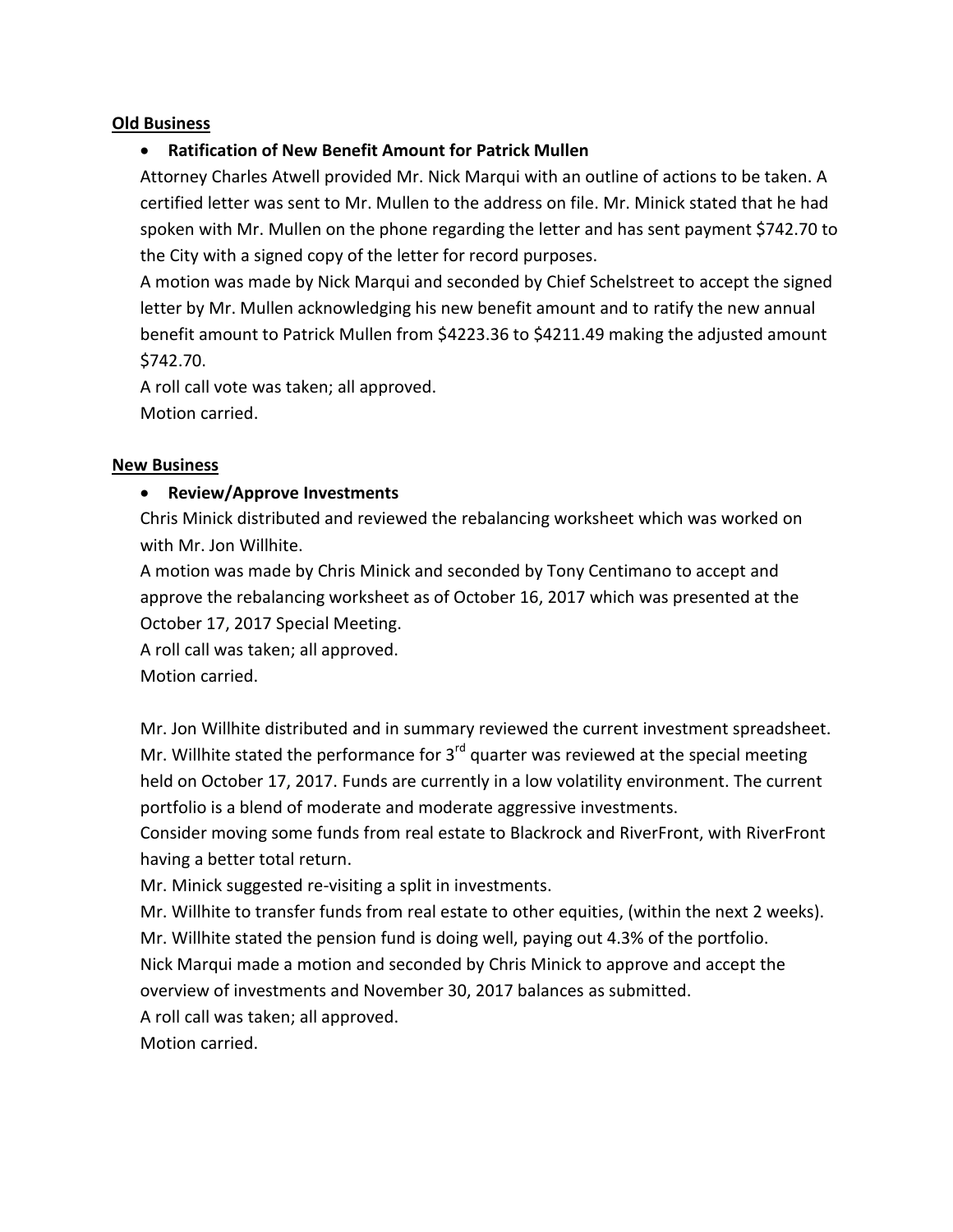**Old Business**

- **Ratification of New Benefit Amount for Patrick Mullen**

Attorney Charles Atwell provided Mr. Nick Marqui with an outline of actions to be taken. A certified letter was sent to Mr. Mullen to the address on file. Mr. Minick stated that he had spoken with Mr. Mullen on the phone regarding the letter and has sent payment $742.70 to the City with a signed copy of the letter for record purposes.

A motion was made by Nick Marqui and seconded by Chief Schelstreet to accept the signed letter by Mr. Mullen acknowledging his new benefit amount and to ratify the new annual benefit amount to Patrick Mullen from $4223.36 to $4211.49 making the adjusted amount $742.70.

A roll call vote was taken; all approved.

Motion carried.

**New Business**

- **Review/Approve Investments**

Chris Minick distributed and reviewed the rebalancing worksheet which was worked on with Mr. Jon Willhite.

A motion was made by Chris Minick and seconded by Tony Centimano to accept and approve the rebalancing worksheet as of October 16, 2017 which was presented at the October 17, 2017 Special Meeting.

A roll call was taken; all approved.

Motion carried.

Mr. Jon Willhite distributed and in summary reviewed the current investment spreadsheet. Mr. Willhite stated the performance for 3rd quarter was reviewed at the special meeting held on October 17, 2017. Funds are currently in a low volatility environment. The current portfolio is a blend of moderate and moderate aggressive investments.

Consider moving some funds from real estate to Blackrock and RiverFront, with RiverFront having a better total return.

Mr. Minick suggested re-visiting a split in investments.

Mr. Willhite to transfer funds from real estate to other equities, (within the next 2 weeks).

Mr. Willhite stated the pension fund is doing well, paying out 4.3% of the portfolio.

Nick Marqui made a motion and seconded by Chris Minick to approve and accept the overview of investments and November 30, 2017 balances as submitted.

A roll call was taken; all approved.

Motion carried.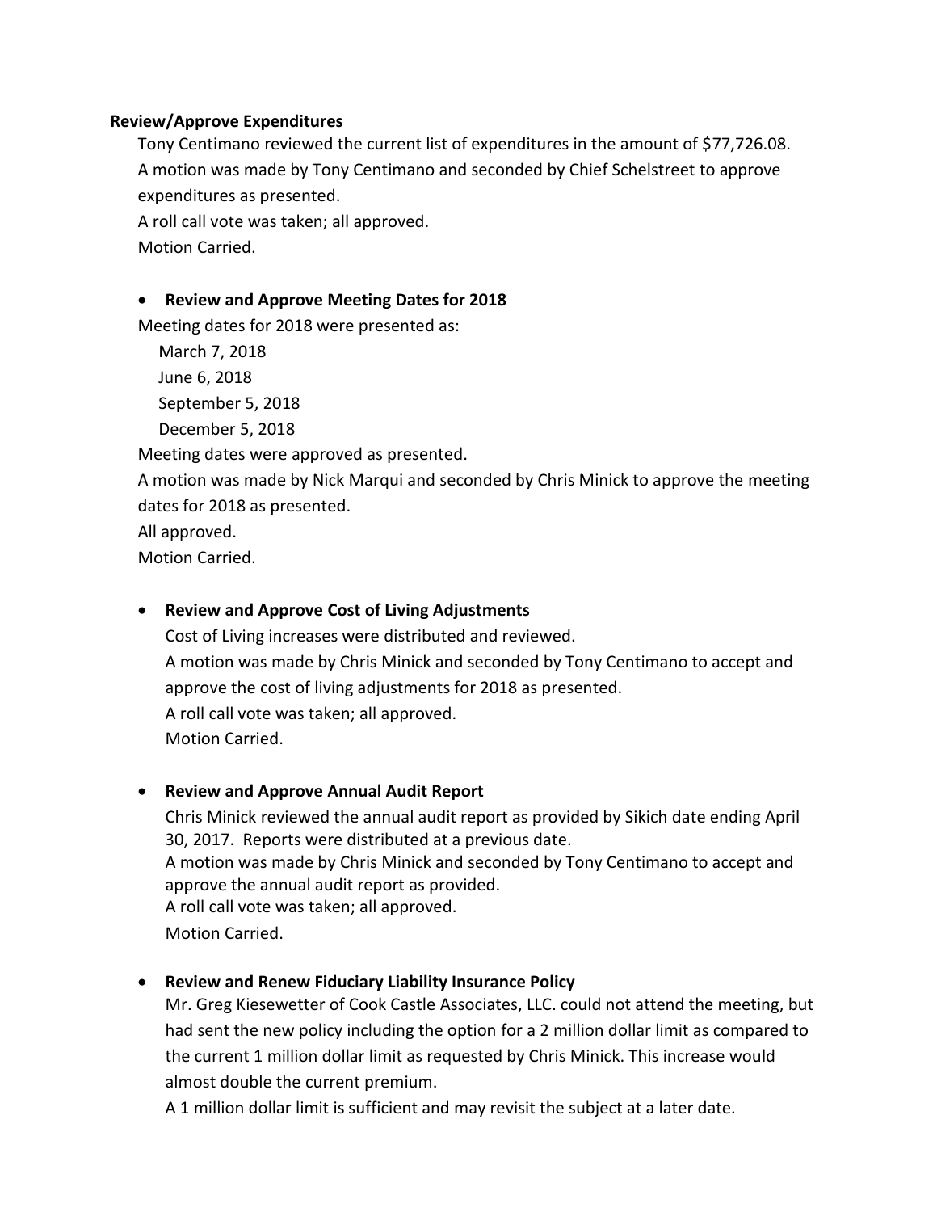**Review/Approve Expenditures**

Tony Centimano reviewed the current list of expenditures in the amount of $77,726.08.
A motion was made by Tony Centimano and seconded by Chief Schelstreet to approve expenditures as presented.
A roll call vote was taken; all approved.
Motion Carried.

- **Review and Approve Meeting Dates for 2018**

Meeting dates for 2018 were presented as:
March 7, 2018
June 6, 2018
September 5, 2018
December 5, 2018
Meeting dates were approved as presented.
A motion was made by Nick Marqui and seconded by Chris Minick to approve the meeting dates for 2018 as presented.
All approved.
Motion Carried.

- **Review and Approve Cost of Living Adjustments**

  Cost of Living increases were distributed and reviewed.
  A motion was made by Chris Minick and seconded by Tony Centimano to accept and approve the cost of living adjustments for 2018 as presented.
  A roll call vote was taken; all approved.
  Motion Carried.

- **Review and Approve Annual Audit Report**

  Chris Minick reviewed the annual audit report as provided by Sikich date ending April 30, 2017. Reports were distributed at a previous date.
  A motion was made by Chris Minick and seconded by Tony Centimano to accept and approve the annual audit report as provided.
  A roll call vote was taken; all approved.
  Motion Carried.

- **Review and Renew Fiduciary Liability Insurance Policy**

  Mr. Greg Kiesewetter of Cook Castle Associates, LLC. could not attend the meeting, but had sent the new policy including the option for a 2 million dollar limit as compared to the current 1 million dollar limit as requested by Chris Minick. This increase would almost double the current premium.
  A 1 million dollar limit is sufficient and may revisit the subject at a later date.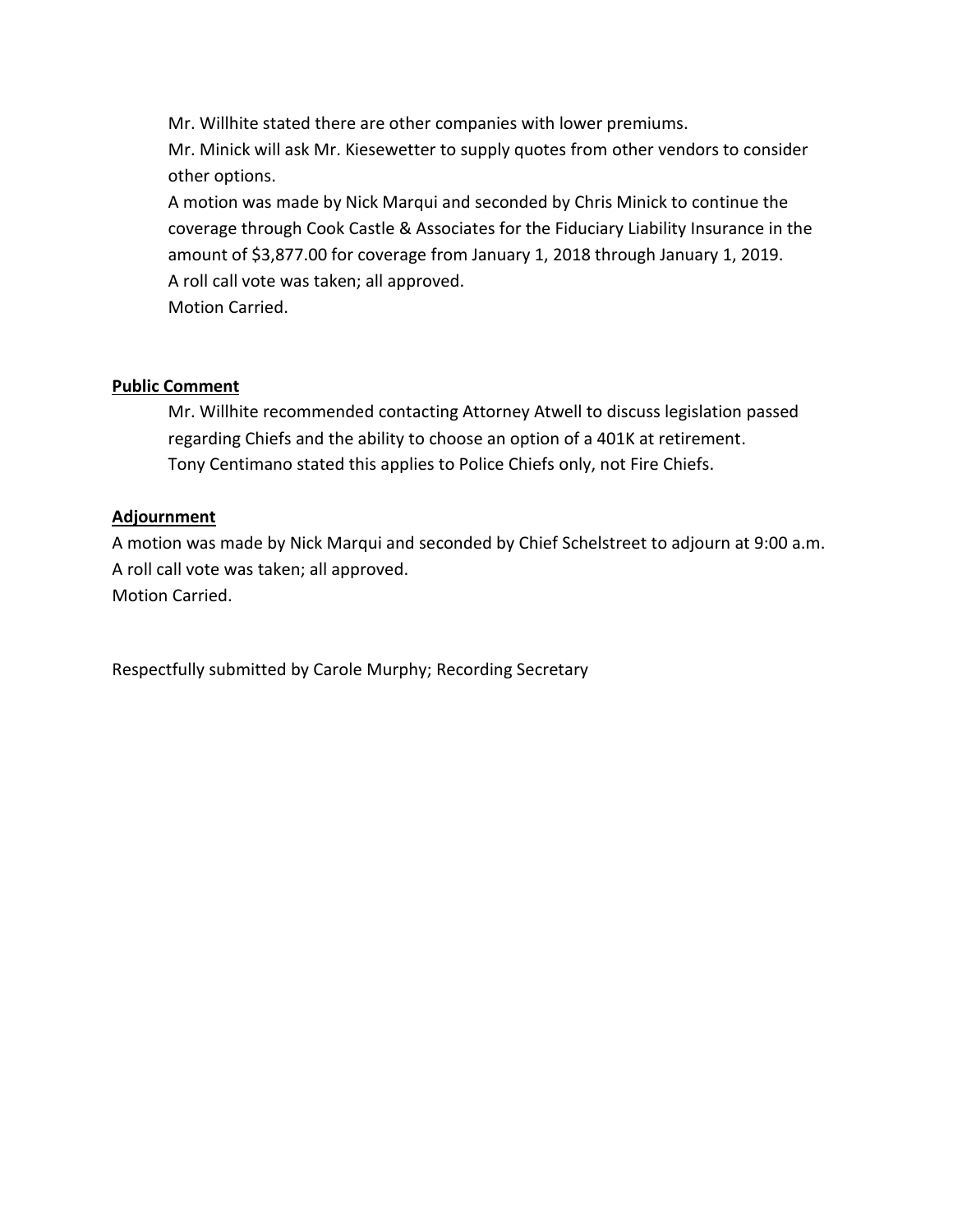Mr. Willhite stated there are other companies with lower premiums.
Mr. Minick will ask Mr. Kiesewetter to supply quotes from other vendors to consider other options.
A motion was made by Nick Marqui and seconded by Chris Minick to continue the coverage through Cook Castle & Associates for the Fiduciary Liability Insurance in the amount of $3,877.00 for coverage from January 1, 2018 through January 1, 2019.
A roll call vote was taken; all approved.
Motion Carried.

**Public Comment**

Mr. Willhite recommended contacting Attorney Atwell to discuss legislation passed regarding Chiefs and the ability to choose an option of a 401K at retirement.
Tony Centimano stated this applies to Police Chiefs only, not Fire Chiefs.

**Adjournment**

A motion was made by Nick Marqui and seconded by Chief Schelstreet to adjourn at 9:00 a.m.
A roll call vote was taken; all approved.
Motion Carried.

Respectfully submitted by Carole Murphy; Recording Secretary